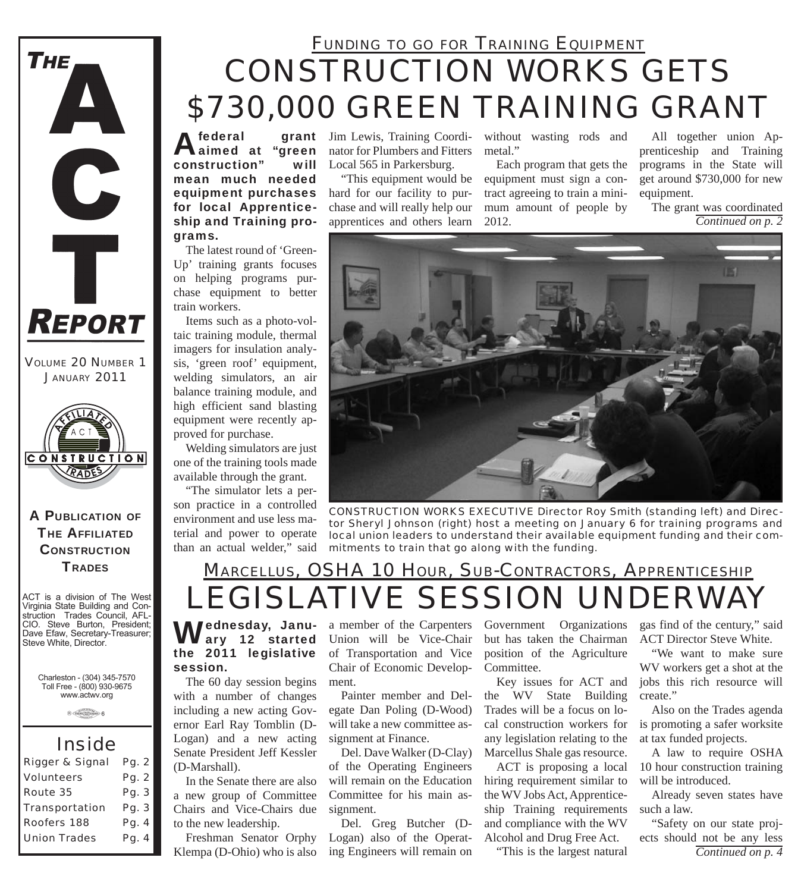# THE ACT REPORT

VOLUME 20 NUMBER 1
JANUARY 2011

**A PUBLICATION OF THE AFFILIATED CONSTRUCTION TRADES**

ACT is a division of The West Virginia State Building and Construction Trades Council, AFL-CIO. Steve Burton, President; Dave Efaw, Secretary-Treasurer; Steve White, Director.

Charleston - (304) 345-7570
Toll Free - (800) 930-9675
www.actwv.org

## Inside

| | |
|---|---|
| Rigger & Signal | Pg. 2 |
| Volunteers | Pg. 2 |
| Route 35 | Pg. 3 |
| Transportation | Pg. 3 |
| Roofers 188 | Pg. 4 |
| Union Trades | Pg. 4 |

### FUNDING TO GO FOR TRAINING EQUIPMENT

# CONSTRUCTION WORKS GETS $730,000 GREEN TRAINING GRANT

**A federal grant aimed at "green construction" will mean much needed equipment purchases for local Apprenticeship and Training programs.**

The latest round of 'Green-Up' training grants focuses on helping programs purchase equipment to better train workers.

Items such as a photo-voltaic training module, thermal imagers for insulation analysis, 'green roof' equipment, welding simulators, an air balance training module, and high efficient sand blasting equipment were recently approved for purchase.

Welding simulators are just one of the training tools made available through the grant.

"The simulator lets a person practice in a controlled environment and use less material and power to operate than an actual welder," said Jim Lewis, Training Coordinator for Plumbers and Fitters Local 565 in Parkersburg.

"This equipment would be hard for our facility to purchase and will really help our apprentices and others learn without wasting rods and metal."

Each program that gets the equipment must sign a contract agreeing to train a minimum amount of people by 2012.

All together union Apprenticeship and Training programs in the State will get around $730,000 for new equipment.

The grant was coordinated

*Continued on p. 2*

CONSTRUCTION WORKS EXECUTIVE Director Roy Smith (standing left) and Director Sheryl Johnson (right) host a meeting on January 6 for training programs and local union leaders to understand their available equipment funding and their commitments to train that go along with the funding.

### MARCELLUS, OSHA 10 HOUR, SUB-CONTRACTORS, APPRENTICESHIP

# LEGISLATIVE SESSION UNDERWAY

**Wednesday, January 12 started the 2011 legislative session.**

The 60 day session begins with a number of changes including a new acting Governor Earl Ray Tomblin (D-Logan) and a new acting Senate President Jeff Kessler (D-Marshall).

In the Senate there are also a new group of Committee Chairs and Vice-Chairs due to the new leadership.

Freshman Senator Orphy Klempa (D-Ohio) who is also a member of the Carpenters Union will be Vice-Chair of Transportation and Vice Chair of Economic Development.

Painter member and Delegate Dan Poling (D-Wood) will take a new committee assignment at Finance.

Del. Dave Walker (D-Clay) of the Operating Engineers will remain on the Education Committee for his main assignment.

Del. Greg Butcher (D-Logan) also of the Operating Engineers will remain on Government Organizations but has taken the Chairman position of the Agriculture Committee.

Key issues for ACT and the WV State Building Trades will be a focus on local construction workers for any legislation relating to the Marcellus Shale gas resource.

ACT is proposing a local hiring requirement similar to the WV Jobs Act, Apprenticeship Training requirements and compliance with the WV Alcohol and Drug Free Act.

"This is the largest natural gas find of the century," said ACT Director Steve White.

"We want to make sure WV workers get a shot at the jobs this rich resource will create."

Also on the Trades agenda is promoting a safer worksite at tax funded projects.

A law to require OSHA 10 hour construction training will be introduced.

Already seven states have such a law.

"Safety on our state projects should not be any less

*Continued on p. 4*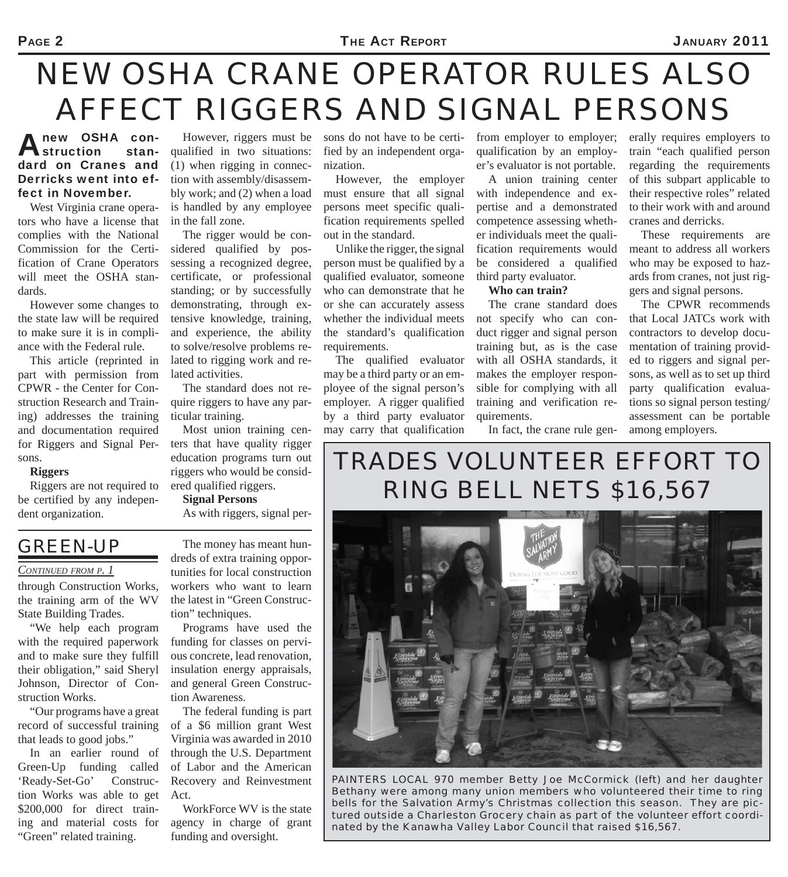# NEW OSHA CRANE OPERATOR RULES ALSO AFFECT RIGGERS AND SIGNAL PERSONS

**A new OSHA construction standard on Cranes and Derricks went into effect in November.**

West Virginia crane operators who have a license that complies with the National Commission for the Certification of Crane Operators will meet the OSHA standards.

However some changes to the state law will be required to make sure it is in compliance with the Federal rule.

This article (reprinted in part with permission from CPWR - the Center for Construction Research and Training) addresses the training and documentation required for Riggers and Signal Persons.

**Riggers**

Riggers are not required to be certified by any independent organization.

However, riggers must be qualified in two situations: (1) when rigging in connection with assembly/disassembly work; and (2) when a load is handled by any employee in the fall zone.

The rigger would be considered qualified by possessing a recognized degree, certificate, or professional standing; or by successfully demonstrating, through extensive knowledge, training, and experience, the ability to solve/resolve problems related to rigging work and related activities.

The standard does not require riggers to have any particular training.

Most union training centers that have quality rigger education programs turn out riggers who would be considered qualified riggers.

**Signal Persons**

As with riggers, signal persons do not have to be certified by an independent organization.

However, the employer must ensure that all signal persons meet specific qualification requirements spelled out in the standard.

Unlike the rigger, the signal person must be qualified by a qualified evaluator, someone who can demonstrate that he or she can accurately assess whether the individual meets the standard's qualification requirements.

The qualified evaluator may be a third party or an employee of the signal person's employer. A rigger qualified by a third party evaluator may carry that qualification from employer to employer; qualification by an employer's evaluator is not portable.

A union training center with independence and expertise and a demonstrated competence assessing whether individuals meet the qualification requirements would be considered a qualified third party evaluator.

**Who can train?**

The crane standard does not specify who can conduct rigger and signal person training but, as is the case with all OSHA standards, it makes the employer responsible for complying with all training and verification requirements.

In fact, the crane rule generally requires employers to train "each qualified person regarding the requirements of this subpart applicable to their respective roles" related to their work with and around cranes and derricks.

These requirements are meant to address all workers who may be exposed to hazards from cranes, not just riggers and signal persons.

The CPWR recommends that Local JATCs work with contractors to develop documentation of training provided to riggers and signal persons, as well as to set up third party qualification evaluations so signal person testing/assessment can be portable among employers.

## GREEN-UP

*CONTINUED FROM P. 1*

through Construction Works, the training arm of the WV State Building Trades.

"We help each program with the required paperwork and to make sure they fulfill their obligation," said Sheryl Johnson, Director of Construction Works.

"Our programs have a great record of successful training that leads to good jobs."

In an earlier round of Green-Up funding called 'Ready-Set-Go' Construction Works was able to get $200,000 for direct training and material costs for "Green" related training.

The money has meant hundreds of extra training opportunities for local construction workers who want to learn the latest in "Green Construction" techniques.

Programs have used the funding for classes on pervious concrete, lead renovation, insulation energy appraisals, and general Green Construction Awareness.

The federal funding is part of a $6 million grant West Virginia was awarded in 2010 through the U.S. Department of Labor and the American Recovery and Reinvestment Act.

WorkForce WV is the state agency in charge of grant funding and oversight.

## TRADES VOLUNTEER EFFORT TO RING BELL NETS $16,567

PAINTERS LOCAL 970 member Betty Joe McCormick (left) and her daughter Bethany were among many union members who volunteered their time to ring bells for the Salvation Army's Christmas collection this season. They are pictured outside a Charleston Grocery chain as part of the volunteer effort coordinated by the Kanawha Valley Labor Council that raised $16,567.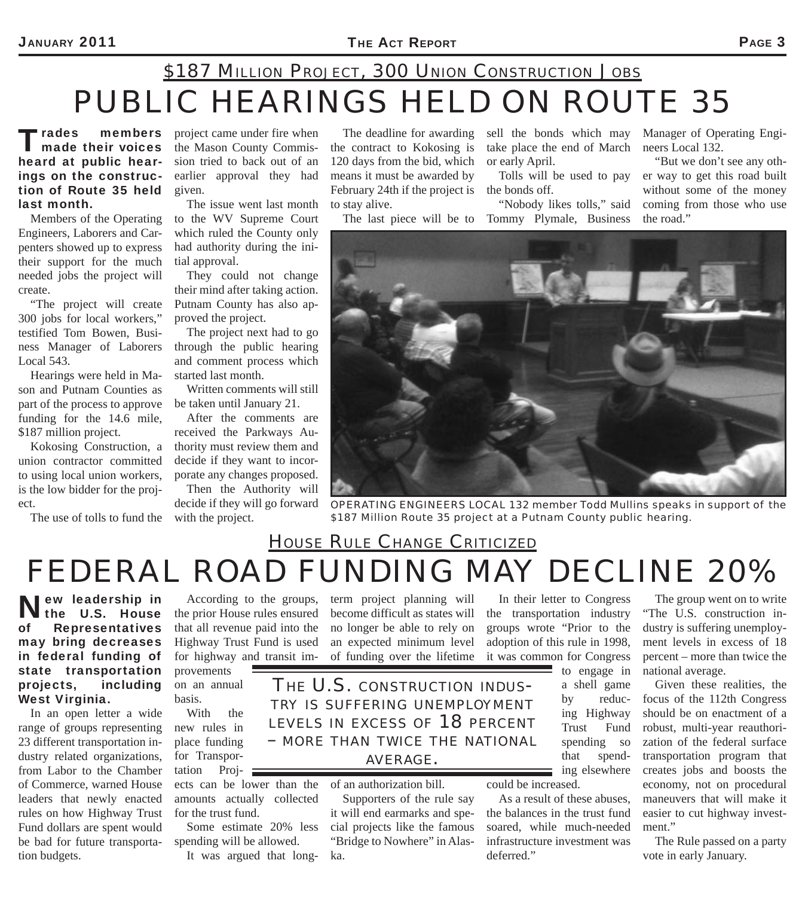## $187 Million Project, 300 Union Construction Jobs

# PUBLIC HEARINGS HELD ON ROUTE 35

**Trades members made their voices heard at public hearings on the construction of Route 35 held last month.**

Members of the Operating Engineers, Laborers and Carpenters showed up to express their support for the much needed jobs the project will create.

"The project will create 300 jobs for local workers," testified Tom Bowen, Business Manager of Laborers Local 543.

Hearings were held in Mason and Putnam Counties as part of the process to approve funding for the 14.6 mile, $187 million project.

Kokosing Construction, a union contractor committed to using local union workers, is the low bidder for the project.

The use of tolls to fund the project came under fire when the Mason County Commission tried to back out of an earlier approval they had given.

The issue went last month to the WV Supreme Court which ruled the County only had authority during the initial approval.

They could not change their mind after taking action. Putnam County has also approved the project.

The project next had to go through the public hearing and comment process which started last month.

Written comments will still be taken until January 21.

After the comments are received the Parkways Authority must review them and decide if they want to incorporate any changes proposed.

Then the Authority will decide if they will go forward with the project.

The deadline for awarding the contract to Kokosing is 120 days from the bid, which means it must be awarded by February 24th if the project is to stay alive.

The last piece will be to sell the bonds which may take place the end of March or early April.

Tolls will be used to pay the bonds off.

"Nobody likes tolls," said Tommy Plymale, Business Manager of Operating Engineers Local 132.

"But we don't see any other way to get this road built without some of the money coming from those who use the road."

OPERATING ENGINEERS LOCAL 132 member Todd Mullins speaks in support of the $187 Million Route 35 project at a Putnam County public hearing.

## House Rule Change Criticized

# FEDERAL ROAD FUNDING MAY DECLINE 20%

**New leadership in the U.S. House of Representatives may bring decreases in federal funding of state transportation projects, including West Virginia.**

In an open letter a wide range of groups representing 23 different transportation industry related organizations, from Labor to the Chamber of Commerce, warned House leaders that newly enacted rules on how Highway Trust Fund dollars are spent would be bad for future transportation budgets.

According to the groups, the prior House rules ensured that all revenue paid into the Highway Trust Fund is used for highway and transit improvements on an annual basis.

With the new rules in place funding for Transportation Projects can be lower than the amounts actually collected for the trust fund.

Some estimate 20% less spending will be allowed.

It was argued that long-term project planning will become difficult as states will no longer be able to rely on an expected minimum level of funding over the lifetime of an authorization bill.

Supporters of the rule say it will end earmarks and special projects like the famous "Bridge to Nowhere" in Alaska.

> THE U.S. CONSTRUCTION INDUSTRY IS SUFFERING UNEMPLOYMENT LEVELS IN EXCESS OF 18 PERCENT – MORE THAN TWICE THE NATIONAL AVERAGE.

In their letter to Congress the transportation industry groups wrote "Prior to the adoption of this rule in 1998, it was common for Congress to engage in a shell game by reducing Highway Trust Fund spending so that spending elsewhere could be increased.

As a result of these abuses, the balances in the trust fund soared, while much-needed infrastructure investment was deferred."

The group went on to write "The U.S. construction industry is suffering unemployment levels in excess of 18 percent – more than twice the national average.

Given these realities, the focus of the 112th Congress should be on enactment of a robust, multi-year reauthorization of the federal surface transportation program that creates jobs and boosts the economy, not on procedural maneuvers that will make it easier to cut highway investment."

The Rule passed on a party vote in early January.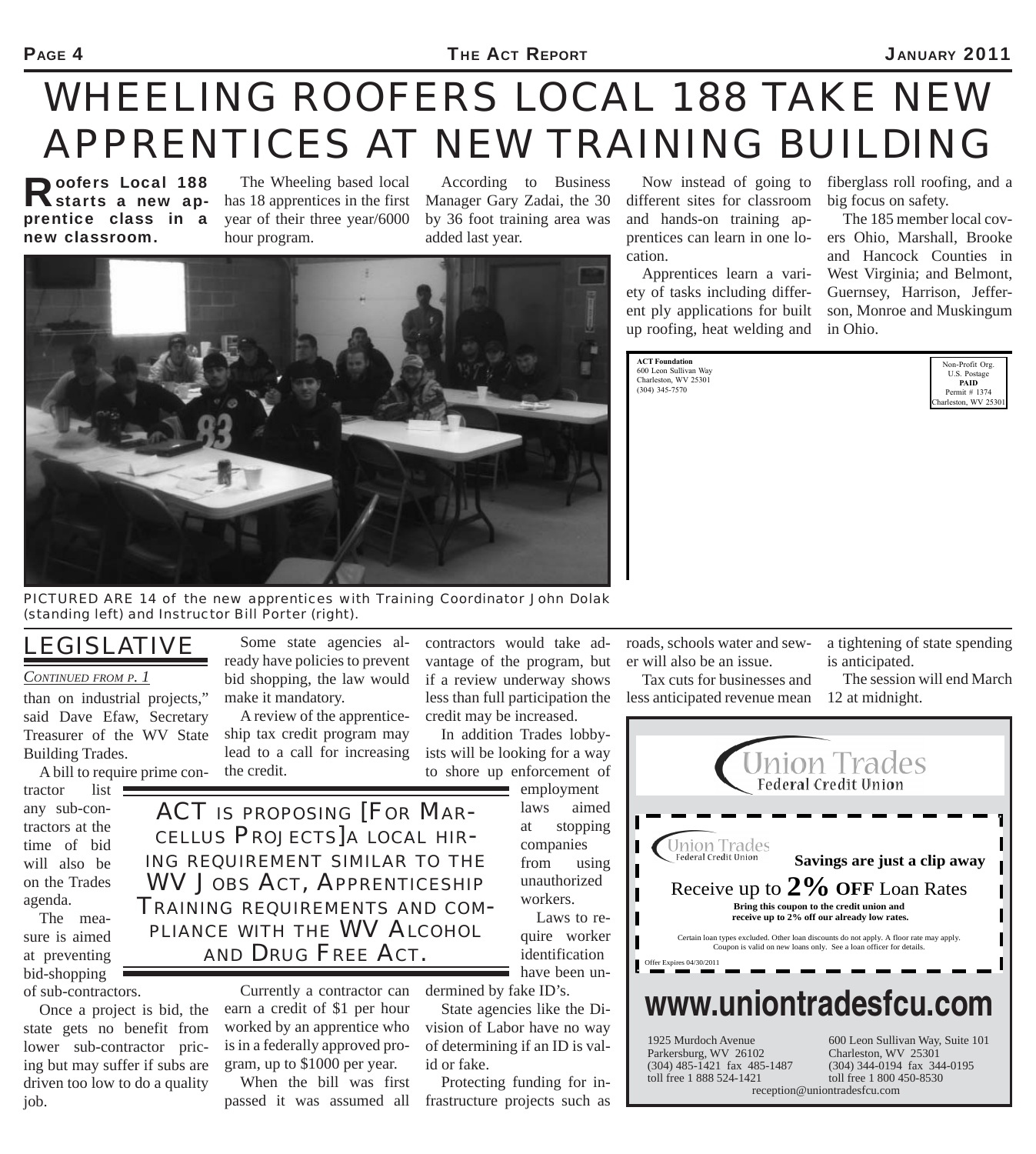# WHEELING ROOFERS LOCAL 188 TAKE NEW APPRENTICES AT NEW TRAINING BUILDING

**Roofers Local 188 starts a new apprentice class in a new classroom.**

The Wheeling based local has 18 apprentices in the first year of their three year/6000 hour program.

According to Business Manager Gary Zadai, the 30 by 36 foot training area was added last year.

Now instead of going to different sites for classroom and hands-on training apprentices can learn in one location.

Apprentices learn a variety of tasks including different ply applications for built up roofing, heat welding and fiberglass roll roofing, and a big focus on safety.

The 185 member local covers Ohio, Marshall, Brooke and Hancock Counties in West Virginia; and Belmont, Guernsey, Harrison, Jefferson, Monroe and Muskingum in Ohio.

PICTURED ARE 14 of the new apprentices with Training Coordinator John Dolak (standing left) and Instructor Bill Porter (right).

ACT Foundation
600 Leon Sullivan Way
Charleston, WV 25301
(304) 345-7570

Non-Profit Org.
U.S. Postage
**PAID**
Permit # 1374
Charleston, WV 25301

## LEGISLATIVE

*CONTINUED FROM P. 1*

than on industrial projects," said Dave Efaw, Secretary Treasurer of the WV State Building Trades.

A bill to require prime contractor list any sub-contractors at the time of bid will also be on the Trades agenda.

The measure is aimed at preventing bid-shopping of sub-contractors.

Once a project is bid, the state gets no benefit from lower sub-contractor pricing but may suffer if subs are driven too low to do a quality job.

Some state agencies already have policies to prevent bid shopping, the law would make it mandatory.

A review of the apprenticeship tax credit program may lead to a call for increasing the credit.

> ACT IS PROPOSING [FOR MARCELLUS PROJECTS]A LOCAL HIRING REQUIREMENT SIMILAR TO THE WV JOBS ACT, APPRENTICESHIP TRAINING REQUIREMENTS AND COMPLIANCE WITH THE WV ALCOHOL AND DRUG FREE ACT.

Currently a contractor can earn a credit of $1 per hour worked by an apprentice who is in a federally approved program, up to $1000 per year.

When the bill was first passed it was assumed all contractors would take advantage of the program, but if a review underway shows less than full participation the credit may be increased.

In addition Trades lobbyists will be looking for a way to shore up enforcement of employment laws aimed at stopping companies from using unauthorized workers.

Laws to require worker identification have been undermined by fake ID's.

State agencies like the Division of Labor have no way of determining if an ID is valid or fake.

Protecting funding for infrastructure projects such as roads, schools water and sewer will also be an issue.

Tax cuts for businesses and less anticipated revenue mean a tightening of state spending is anticipated.

The session will end March 12 at midnight.

Union Trades
Federal Credit Union

Union Trades
Federal Credit Union

**Savings are just a clip away**

Receive up to **2% OFF** Loan Rates

**Bring this coupon to the credit union and receive up to 2% off our already low rates.**

Certain loan types excluded. Other loan discounts do not apply. A floor rate may apply. Coupon is valid on new loans only. See a loan officer for details.

Offer Expires 04/30/2011

**www.uniontradesfcu.com**

1925 Murdoch Avenue
Parkersburg, WV 26102
(304) 485-1421 fax 485-1487
toll free 1 888 524-1421

600 Leon Sullivan Way, Suite 101
Charleston, WV 25301
(304) 344-0194 fax 344-0195
toll free 1 800 450-8530

reception@uniontradesfcu.com